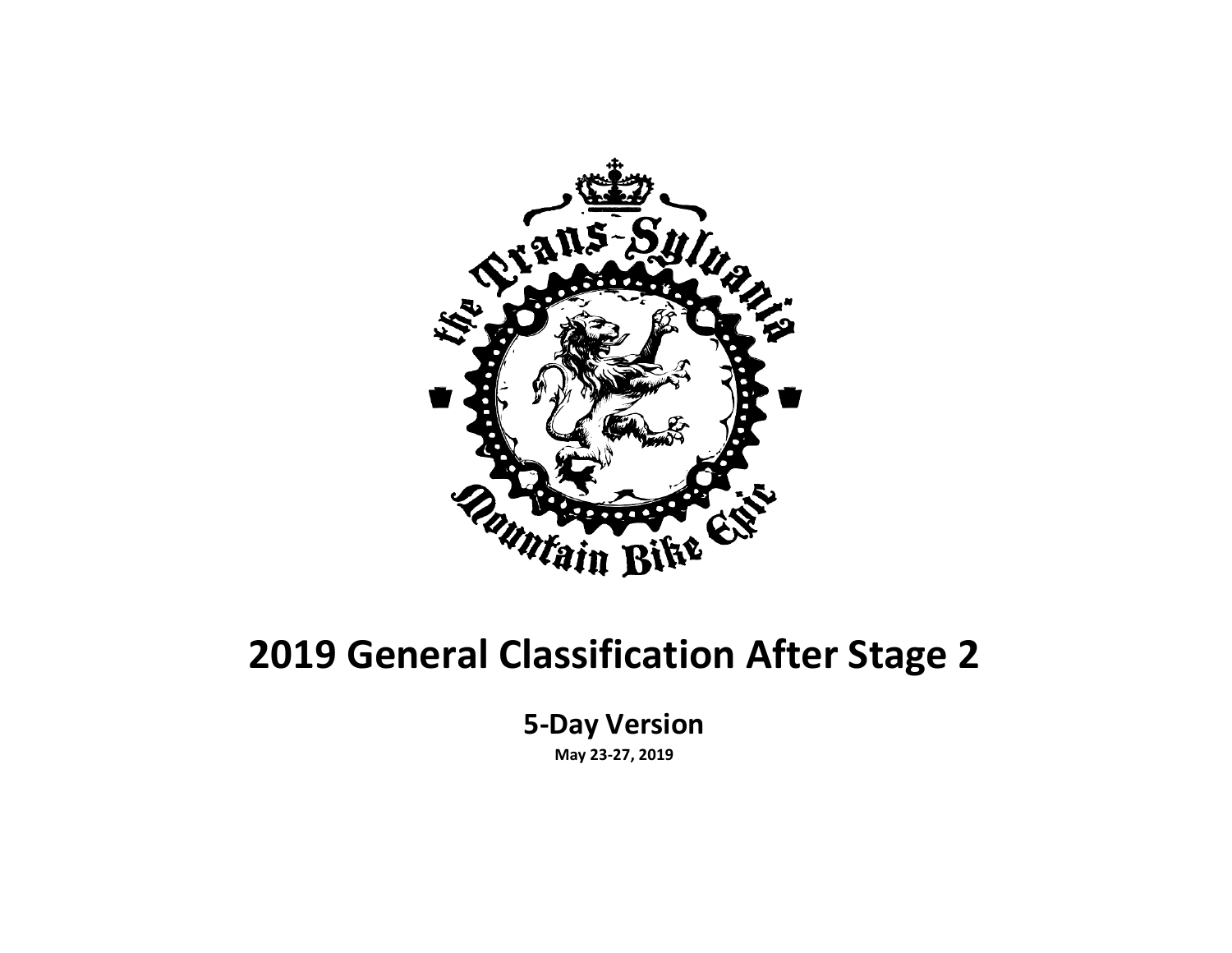# 2019 General Classification After Stage 2

## 5-Day Version

**May 23-27, 2019**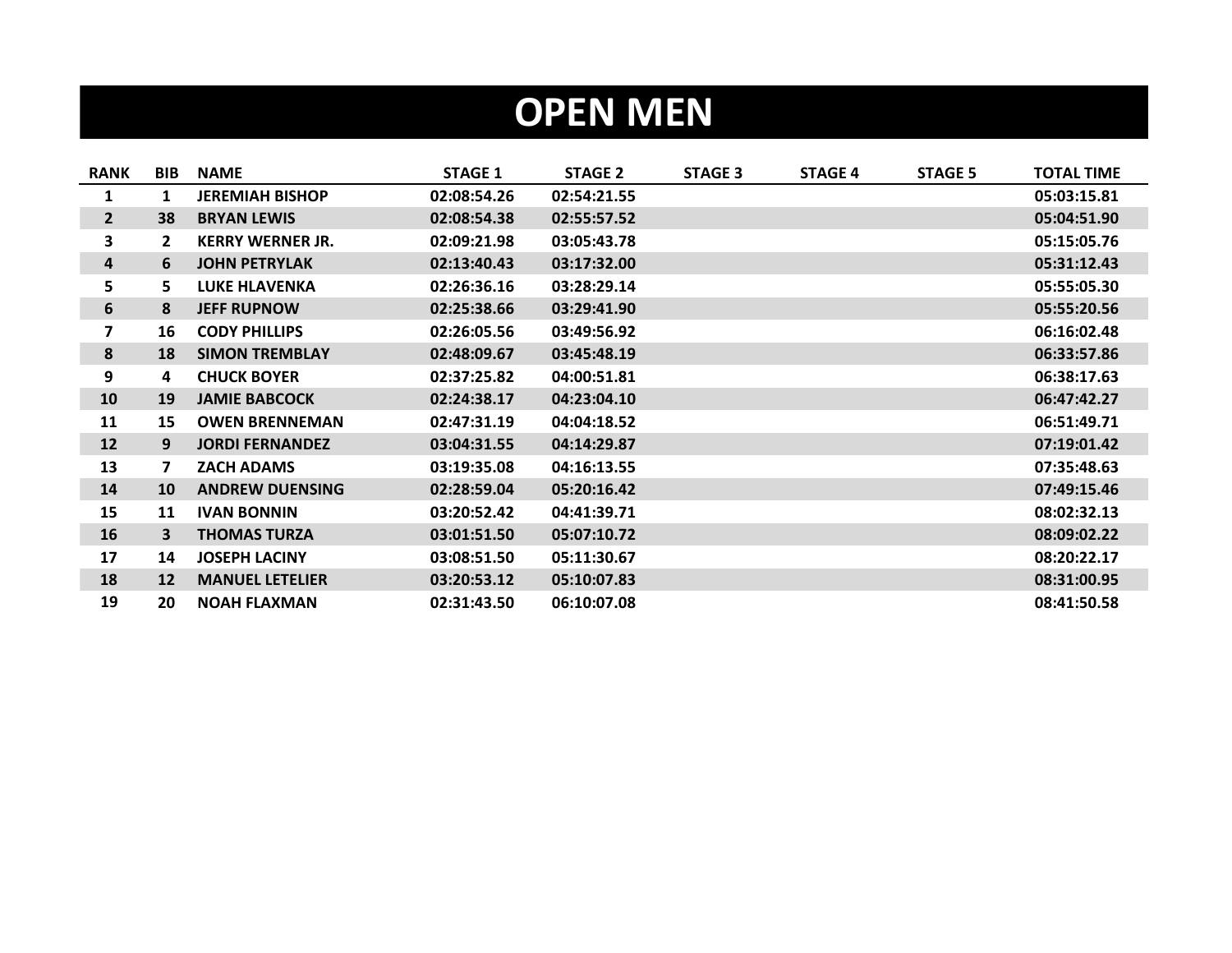# OPEN MEN

| RANK | BIB | NAME | STAGE 1 | STAGE 2 | STAGE 3 | STAGE 4 | STAGE 5 | TOTAL TIME |
|---|---|---|---|---|---|---|---|---|
| 1 | 1 | JEREMIAH BISHOP | 02:08:54.26 | 02:54:21.55 | | | | 05:03:15.81 |
| 2 | 38 | BRYAN LEWIS | 02:08:54.38 | 02:55:57.52 | | | | 05:04:51.90 |
| 3 | 2 | KERRY WERNER JR. | 02:09:21.98 | 03:05:43.78 | | | | 05:15:05.76 |
| 4 | 6 | JOHN PETRYLAK | 02:13:40.43 | 03:17:32.00 | | | | 05:31:12.43 |
| 5 | 5 | LUKE HLAVENKA | 02:26:36.16 | 03:28:29.14 | | | | 05:55:05.30 |
| 6 | 8 | JEFF RUPNOW | 02:25:38.66 | 03:29:41.90 | | | | 05:55:20.56 |
| 7 | 16 | CODY PHILLIPS | 02:26:05.56 | 03:49:56.92 | | | | 06:16:02.48 |
| 8 | 18 | SIMON TREMBLAY | 02:48:09.67 | 03:45:48.19 | | | | 06:33:57.86 |
| 9 | 4 | CHUCK BOYER | 02:37:25.82 | 04:00:51.81 | | | | 06:38:17.63 |
| 10 | 19 | JAMIE BABCOCK | 02:24:38.17 | 04:23:04.10 | | | | 06:47:42.27 |
| 11 | 15 | OWEN BRENNEMAN | 02:47:31.19 | 04:04:18.52 | | | | 06:51:49.71 |
| 12 | 9 | JORDI FERNANDEZ | 03:04:31.55 | 04:14:29.87 | | | | 07:19:01.42 |
| 13 | 7 | ZACH ADAMS | 03:19:35.08 | 04:16:13.55 | | | | 07:35:48.63 |
| 14 | 10 | ANDREW DUENSING | 02:28:59.04 | 05:20:16.42 | | | | 07:49:15.46 |
| 15 | 11 | IVAN BONNIN | 03:20:52.42 | 04:41:39.71 | | | | 08:02:32.13 |
| 16 | 3 | THOMAS TURZA | 03:01:51.50 | 05:07:10.72 | | | | 08:09:02.22 |
| 17 | 14 | JOSEPH LACINY | 03:08:51.50 | 05:11:30.67 | | | | 08:20:22.17 |
| 18 | 12 | MANUEL LETELIER | 03:20:53.12 | 05:10:07.83 | | | | 08:31:00.95 |
| 19 | 20 | NOAH FLAXMAN | 02:31:43.50 | 06:10:07.08 | | | | 08:41:50.58 |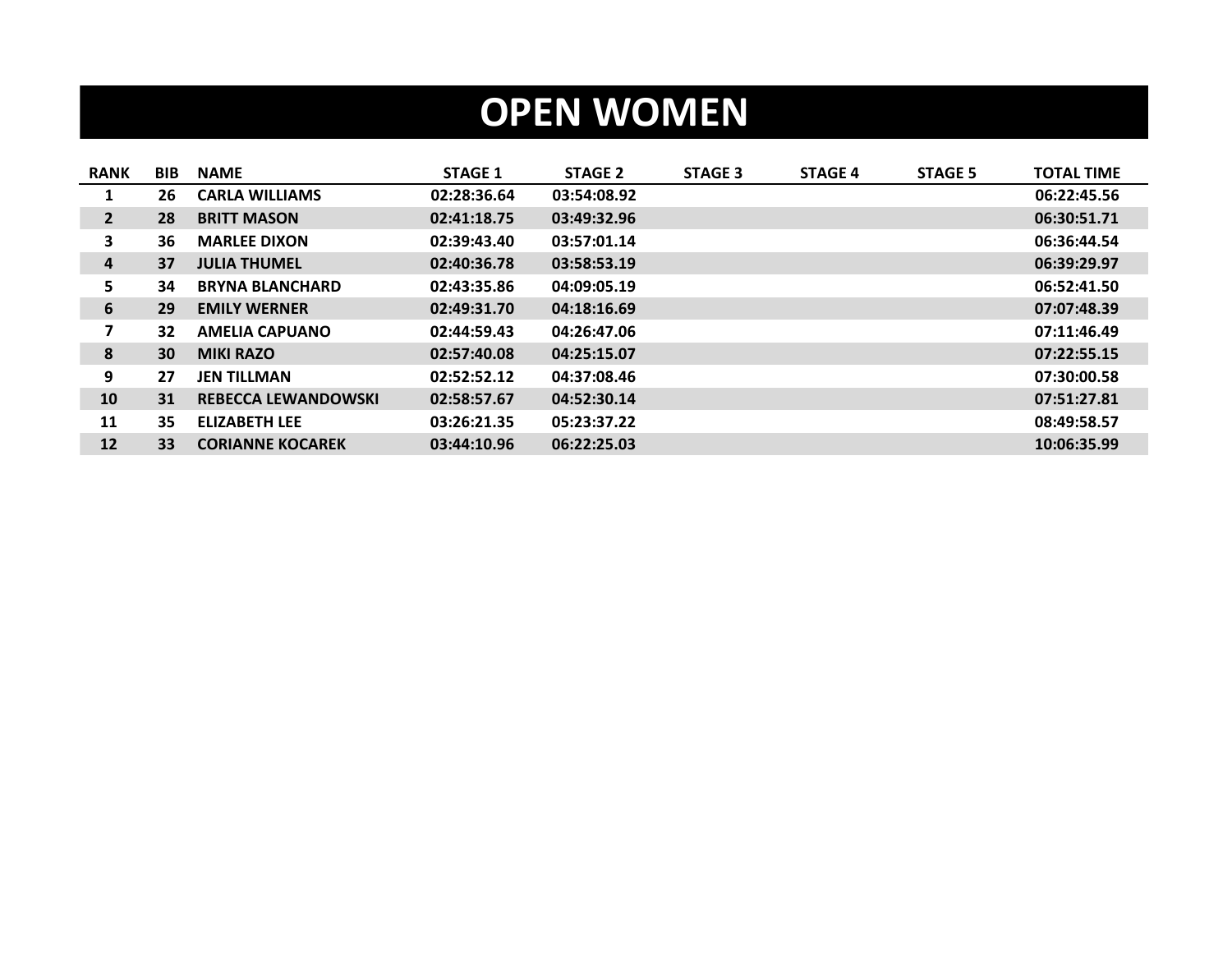# OPEN WOMEN

| RANK | BIB | NAME | STAGE 1 | STAGE 2 | STAGE 3 | STAGE 4 | STAGE 5 | TOTAL TIME |
|---|---|---|---|---|---|---|---|---|
| 1 | 26 | CARLA WILLIAMS | 02:28:36.64 | 03:54:08.92 | | | | 06:22:45.56 |
| 2 | 28 | BRITT MASON | 02:41:18.75 | 03:49:32.96 | | | | 06:30:51.71 |
| 3 | 36 | MARLEE DIXON | 02:39:43.40 | 03:57:01.14 | | | | 06:36:44.54 |
| 4 | 37 | JULIA THUMEL | 02:40:36.78 | 03:58:53.19 | | | | 06:39:29.97 |
| 5 | 34 | BRYNA BLANCHARD | 02:43:35.86 | 04:09:05.19 | | | | 06:52:41.50 |
| 6 | 29 | EMILY WERNER | 02:49:31.70 | 04:18:16.69 | | | | 07:07:48.39 |
| 7 | 32 | AMELIA CAPUANO | 02:44:59.43 | 04:26:47.06 | | | | 07:11:46.49 |
| 8 | 30 | MIKI RAZO | 02:57:40.08 | 04:25:15.07 | | | | 07:22:55.15 |
| 9 | 27 | JEN TILLMAN | 02:52:52.12 | 04:37:08.46 | | | | 07:30:00.58 |
| 10 | 31 | REBECCA LEWANDOWSKI | 02:58:57.67 | 04:52:30.14 | | | | 07:51:27.81 |
| 11 | 35 | ELIZABETH LEE | 03:26:21.35 | 05:23:37.22 | | | | 08:49:58.57 |
| 12 | 33 | CORIANNE KOCAREK | 03:44:10.96 | 06:22:25.03 | | | | 10:06:35.99 |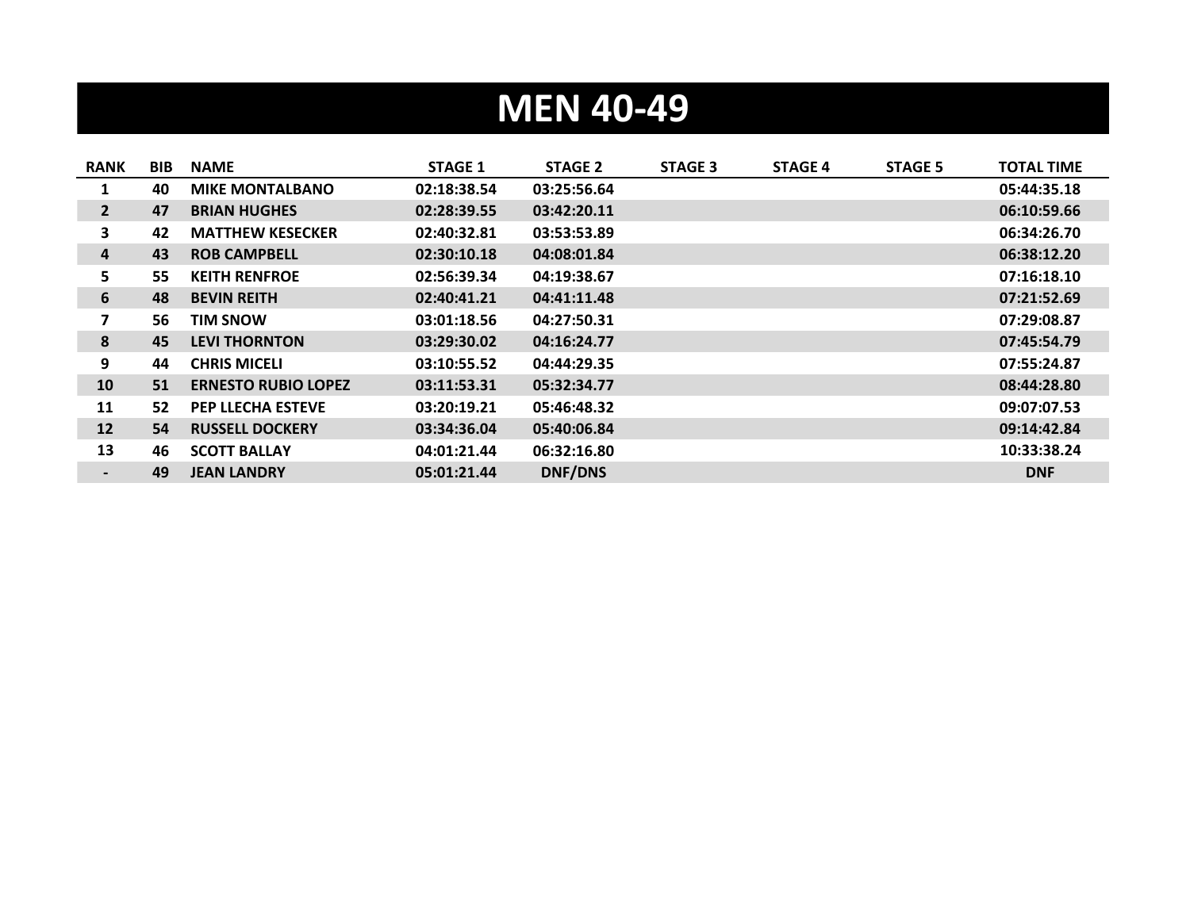# MEN 40-49

| RANK | BIB | NAME | STAGE 1 | STAGE 2 | STAGE 3 | STAGE 4 | STAGE 5 | TOTAL TIME |
|---|---|---|---|---|---|---|---|---|
| 1 | 40 | MIKE MONTALBANO | 02:18:38.54 | 03:25:56.64 | | | | 05:44:35.18 |
| 2 | 47 | BRIAN HUGHES | 02:28:39.55 | 03:42:20.11 | | | | 06:10:59.66 |
| 3 | 42 | MATTHEW KESECKER | 02:40:32.81 | 03:53:53.89 | | | | 06:34:26.70 |
| 4 | 43 | ROB CAMPBELL | 02:30:10.18 | 04:08:01.84 | | | | 06:38:12.20 |
| 5 | 55 | KEITH RENFROE | 02:56:39.34 | 04:19:38.67 | | | | 07:16:18.10 |
| 6 | 48 | BEVIN REITH | 02:40:41.21 | 04:41:11.48 | | | | 07:21:52.69 |
| 7 | 56 | TIM SNOW | 03:01:18.56 | 04:27:50.31 | | | | 07:29:08.87 |
| 8 | 45 | LEVI THORNTON | 03:29:30.02 | 04:16:24.77 | | | | 07:45:54.79 |
| 9 | 44 | CHRIS MICELI | 03:10:55.52 | 04:44:29.35 | | | | 07:55:24.87 |
| 10 | 51 | ERNESTO RUBIO LOPEZ | 03:11:53.31 | 05:32:34.77 | | | | 08:44:28.80 |
| 11 | 52 | PEP LLECHA ESTEVE | 03:20:19.21 | 05:46:48.32 | | | | 09:07:07.53 |
| 12 | 54 | RUSSELL DOCKERY | 03:34:36.04 | 05:40:06.84 | | | | 09:14:42.84 |
| 13 | 46 | SCOTT BALLAY | 04:01:21.44 | 06:32:16.80 | | | | 10:33:38.24 |
| - | 49 | JEAN LANDRY | 05:01:21.44 | DNF/DNS | | | | DNF |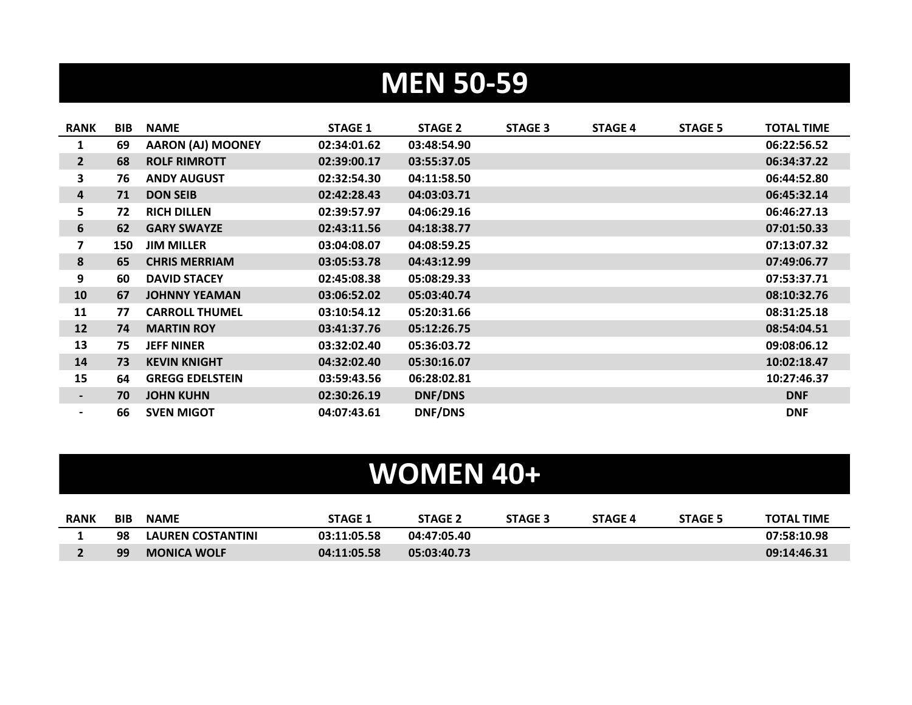# MEN 50-59

| RANK | BIB | NAME | STAGE 1 | STAGE 2 | STAGE 3 | STAGE 4 | STAGE 5 | TOTAL TIME |
|---|---|---|---|---|---|---|---|---|
| 1 | 69 | AARON (AJ) MOONEY | 02:34:01.62 | 03:48:54.90 | | | | 06:22:56.52 |
| 2 | 68 | ROLF RIMROTT | 02:39:00.17 | 03:55:37.05 | | | | 06:34:37.22 |
| 3 | 76 | ANDY AUGUST | 02:32:54.30 | 04:11:58.50 | | | | 06:44:52.80 |
| 4 | 71 | DON SEIB | 02:42:28.43 | 04:03:03.71 | | | | 06:45:32.14 |
| 5 | 72 | RICH DILLEN | 02:39:57.97 | 04:06:29.16 | | | | 06:46:27.13 |
| 6 | 62 | GARY SWAYZE | 02:43:11.56 | 04:18:38.77 | | | | 07:01:50.33 |
| 7 | 150 | JIM MILLER | 03:04:08.07 | 04:08:59.25 | | | | 07:13:07.32 |
| 8 | 65 | CHRIS MERRIAM | 03:05:53.78 | 04:43:12.99 | | | | 07:49:06.77 |
| 9 | 60 | DAVID STACEY | 02:45:08.38 | 05:08:29.33 | | | | 07:53:37.71 |
| 10 | 67 | JOHNNY YEAMAN | 03:06:52.02 | 05:03:40.74 | | | | 08:10:32.76 |
| 11 | 77 | CARROLL THUMEL | 03:10:54.12 | 05:20:31.66 | | | | 08:31:25.18 |
| 12 | 74 | MARTIN ROY | 03:41:37.76 | 05:12:26.75 | | | | 08:54:04.51 |
| 13 | 75 | JEFF NINER | 03:32:02.40 | 05:36:03.72 | | | | 09:08:06.12 |
| 14 | 73 | KEVIN KNIGHT | 04:32:02.40 | 05:30:16.07 | | | | 10:02:18.47 |
| 15 | 64 | GREGG EDELSTEIN | 03:59:43.56 | 06:28:02.81 | | | | 10:27:46.37 |
| - | 70 | JOHN KUHN | 02:30:26.19 | DNF/DNS | | | | DNF |
| - | 66 | SVEN MIGOT | 04:07:43.61 | DNF/DNS | | | | DNF |

# WOMEN 40+

| RANK | BIB | NAME | STAGE 1 | STAGE 2 | STAGE 3 | STAGE 4 | STAGE 5 | TOTAL TIME |
|---|---|---|---|---|---|---|---|---|
| 1 | 98 | LAUREN COSTANTINI | 03:11:05.58 | 04:47:05.40 | | | | 07:58:10.98 |
| 2 | 99 | MONICA WOLF | 04:11:05.58 | 05:03:40.73 | | | | 09:14:46.31 |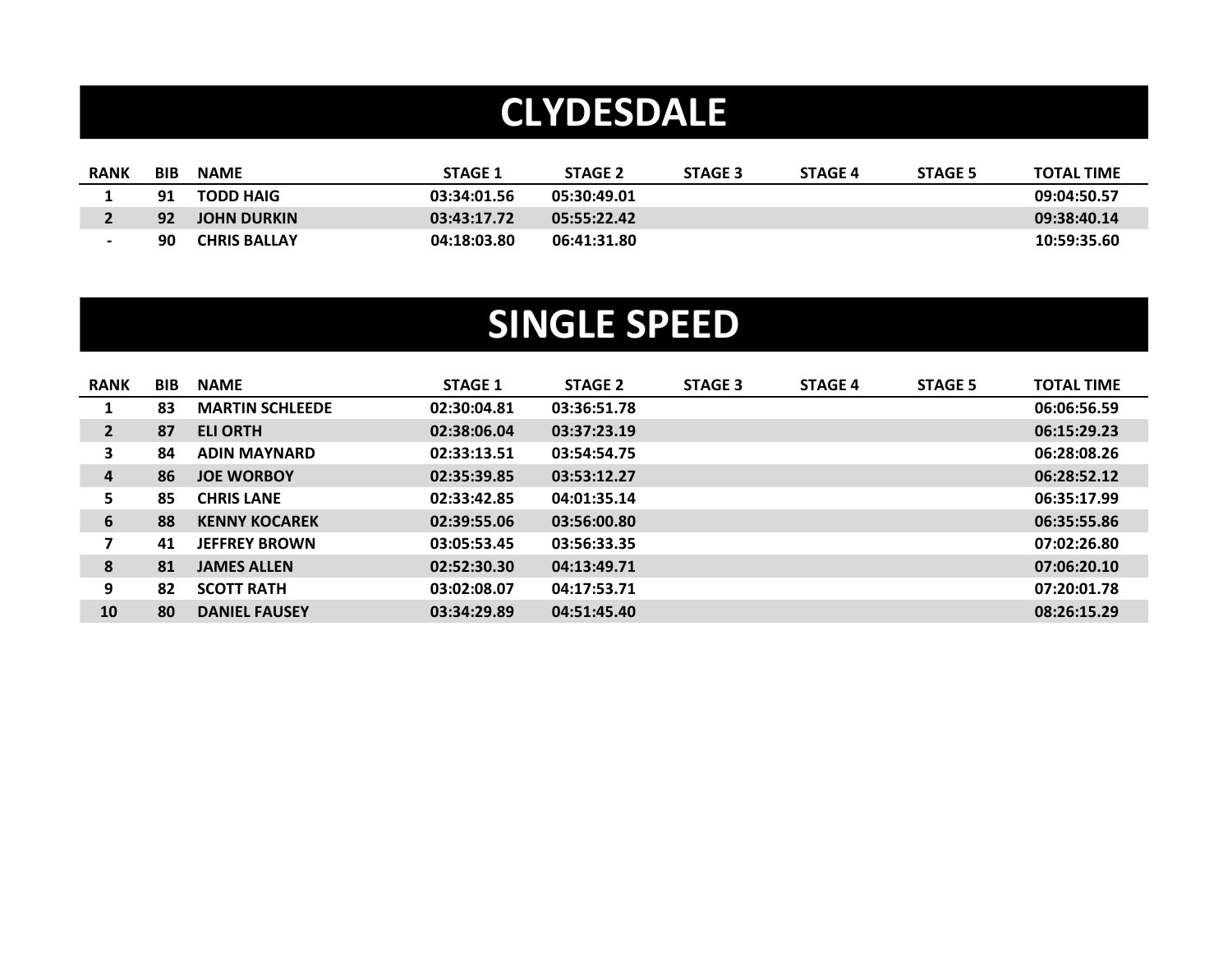# CLYDESDALE

| RANK | BIB | NAME | STAGE 1 | STAGE 2 | STAGE 3 | STAGE 4 | STAGE 5 | TOTAL TIME |
|---|---|---|---|---|---|---|---|---|
| 1 | 91 | TODD HAIG | 03:34:01.56 | 05:30:49.01 | | | | 09:04:50.57 |
| 2 | 92 | JOHN DURKIN | 03:43:17.72 | 05:55:22.42 | | | | 09:38:40.14 |
| - | 90 | CHRIS BALLAY | 04:18:03.80 | 06:41:31.80 | | | | 10:59:35.60 |

# SINGLE SPEED

| RANK | BIB | NAME | STAGE 1 | STAGE 2 | STAGE 3 | STAGE 4 | STAGE 5 | TOTAL TIME |
|---|---|---|---|---|---|---|---|---|
| 1 | 83 | MARTIN SCHLEEDE | 02:30:04.81 | 03:36:51.78 | | | | 06:06:56.59 |
| 2 | 87 | ELI ORTH | 02:38:06.04 | 03:37:23.19 | | | | 06:15:29.23 |
| 3 | 84 | ADIN MAYNARD | 02:33:13.51 | 03:54:54.75 | | | | 06:28:08.26 |
| 4 | 86 | JOE WORBOY | 02:35:39.85 | 03:53:12.27 | | | | 06:28:52.12 |
| 5 | 85 | CHRIS LANE | 02:33:42.85 | 04:01:35.14 | | | | 06:35:17.99 |
| 6 | 88 | KENNY KOCAREK | 02:39:55.06 | 03:56:00.80 | | | | 06:35:55.86 |
| 7 | 41 | JEFFREY BROWN | 03:05:53.45 | 03:56:33.35 | | | | 07:02:26.80 |
| 8 | 81 | JAMES ALLEN | 02:52:30.30 | 04:13:49.71 | | | | 07:06:20.10 |
| 9 | 82 | SCOTT RATH | 03:02:08.07 | 04:17:53.71 | | | | 07:20:01.78 |
| 10 | 80 | DANIEL FAUSEY | 03:34:29.89 | 04:51:45.40 | | | | 08:26:15.29 |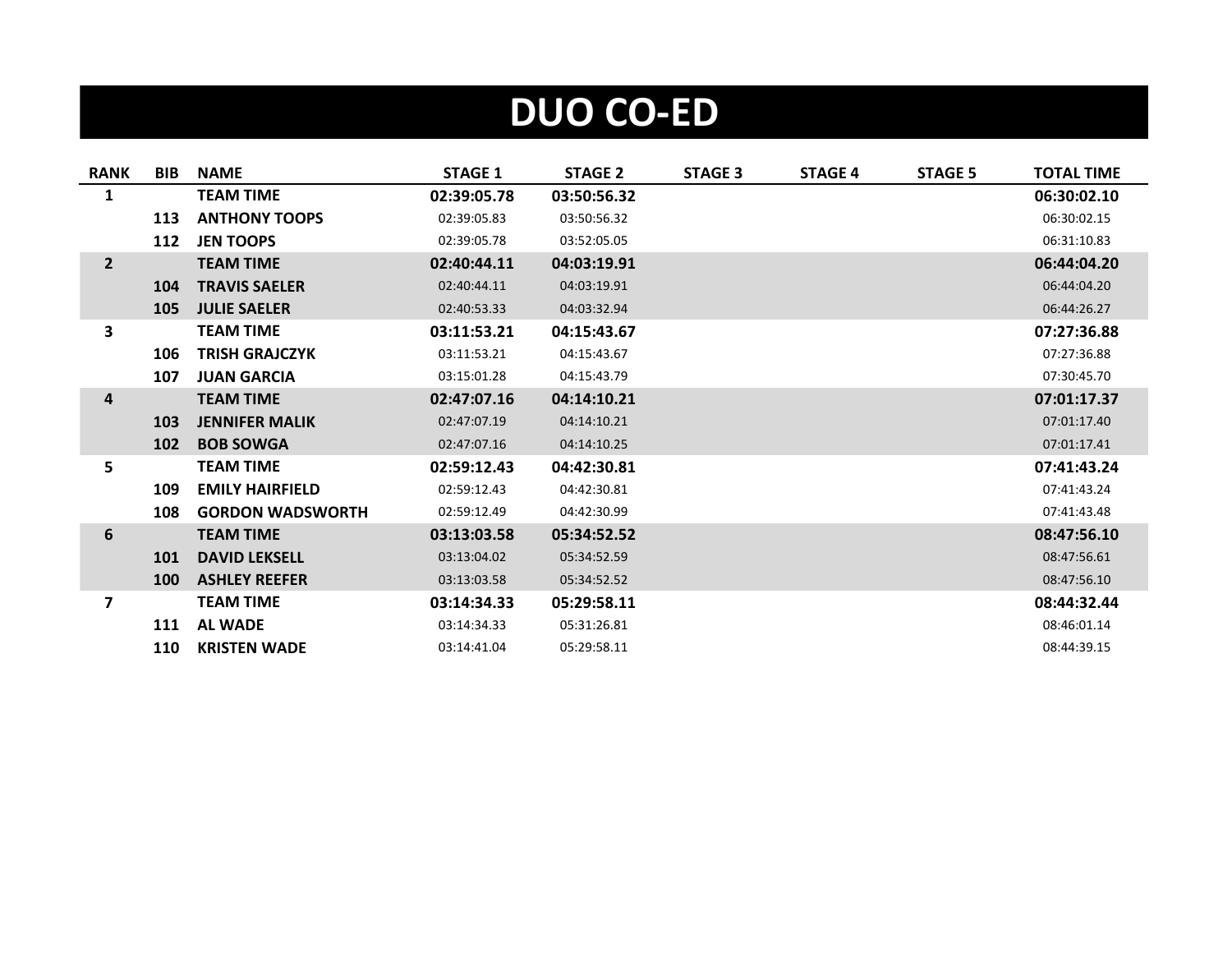# DUO CO-ED

| RANK | BIB | NAME | STAGE 1 | STAGE 2 | STAGE 3 | STAGE 4 | STAGE 5 | TOTAL TIME |
|---|---|---|---|---|---|---|---|---|
| **1** | | **TEAM TIME** | **02:39:05.78** | **03:50:56.32** | | | | **06:30:02.10** |
| | **113** | **ANTHONY TOOPS** | 02:39:05.83 | 03:50:56.32 | | | | 06:30:02.15 |
| | **112** | **JEN TOOPS** | 02:39:05.78 | 03:52:05.05 | | | | 06:31:10.83 |
| **2** | | **TEAM TIME** | **02:40:44.11** | **04:03:19.91** | | | | **06:44:04.20** |
| | **104** | **TRAVIS SAELER** | 02:40:44.11 | 04:03:19.91 | | | | 06:44:04.20 |
| | **105** | **JULIE SAELER** | 02:40:53.33 | 04:03:32.94 | | | | 06:44:26.27 |
| **3** | | **TEAM TIME** | **03:11:53.21** | **04:15:43.67** | | | | **07:27:36.88** |
| | **106** | **TRISH GRAJCZYK** | 03:11:53.21 | 04:15:43.67 | | | | 07:27:36.88 |
| | **107** | **JUAN GARCIA** | 03:15:01.28 | 04:15:43.79 | | | | 07:30:45.70 |
| **4** | | **TEAM TIME** | **02:47:07.16** | **04:14:10.21** | | | | **07:01:17.37** |
| | **103** | **JENNIFER MALIK** | 02:47:07.19 | 04:14:10.21 | | | | 07:01:17.40 |
| | **102** | **BOB SOWGA** | 02:47:07.16 | 04:14:10.25 | | | | 07:01:17.41 |
| **5** | | **TEAM TIME** | **02:59:12.43** | **04:42:30.81** | | | | **07:41:43.24** |
| | **109** | **EMILY HAIRFIELD** | 02:59:12.43 | 04:42:30.81 | | | | 07:41:43.24 |
| | **108** | **GORDON WADSWORTH** | 02:59:12.49 | 04:42:30.99 | | | | 07:41:43.48 |
| **6** | | **TEAM TIME** | **03:13:03.58** | **05:34:52.52** | | | | **08:47:56.10** |
| | **101** | **DAVID LEKSELL** | 03:13:04.02 | 05:34:52.59 | | | | 08:47:56.61 |
| | **100** | **ASHLEY REEFER** | 03:13:03.58 | 05:34:52.52 | | | | 08:47:56.10 |
| **7** | | **TEAM TIME** | **03:14:34.33** | **05:29:58.11** | | | | **08:44:32.44** |
| | **111** | **AL WADE** | 03:14:34.33 | 05:31:26.81 | | | | 08:46:01.14 |
| | **110** | **KRISTEN WADE** | 03:14:41.04 | 05:29:58.11 | | | | 08:44:39.15 |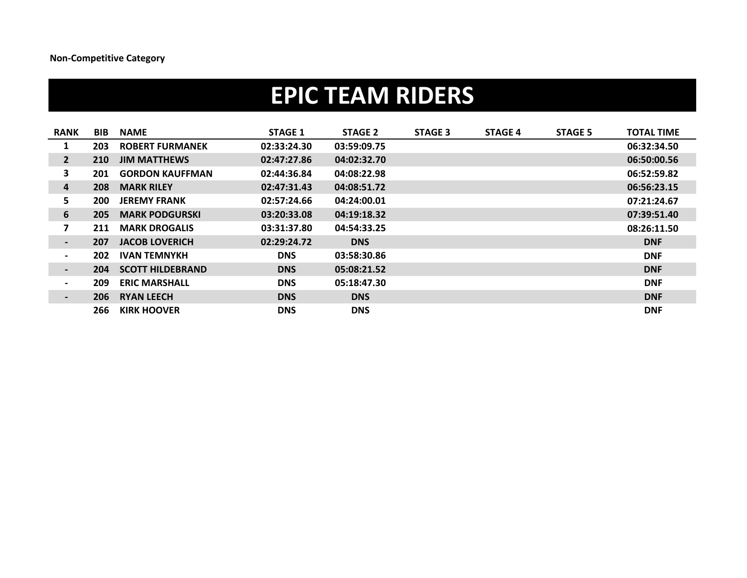**Non-Competitive Category**

# EPIC TEAM RIDERS

| RANK | BIB | NAME | STAGE 1 | STAGE 2 | STAGE 3 | STAGE 4 | STAGE 5 | TOTAL TIME |
|---|---|---|---|---|---|---|---|---|
| 1 | 203 | ROBERT FURMANEK | 02:33:24.30 | 03:59:09.75 | | | | 06:32:34.50 |
| 2 | 210 | JIM MATTHEWS | 02:47:27.86 | 04:02:32.70 | | | | 06:50:00.56 |
| 3 | 201 | GORDON KAUFFMAN | 02:44:36.84 | 04:08:22.98 | | | | 06:52:59.82 |
| 4 | 208 | MARK RILEY | 02:47:31.43 | 04:08:51.72 | | | | 06:56:23.15 |
| 5 | 200 | JEREMY FRANK | 02:57:24.66 | 04:24:00.01 | | | | 07:21:24.67 |
| 6 | 205 | MARK PODGURSKI | 03:20:33.08 | 04:19:18.32 | | | | 07:39:51.40 |
| 7 | 211 | MARK DROGALIS | 03:31:37.80 | 04:54:33.25 | | | | 08:26:11.50 |
| - | 207 | JACOB LOVERICH | 02:29:24.72 | DNS | | | | DNF |
| - | 202 | IVAN TEMNYKH | DNS | 03:58:30.86 | | | | DNF |
| - | 204 | SCOTT HILDEBRAND | DNS | 05:08:21.52 | | | | DNF |
| - | 209 | ERIC MARSHALL | DNS | 05:18:47.30 | | | | DNF |
| - | 206 | RYAN LEECH | DNS | DNS | | | | DNF |
| | 266 | KIRK HOOVER | DNS | DNS | | | | DNF |